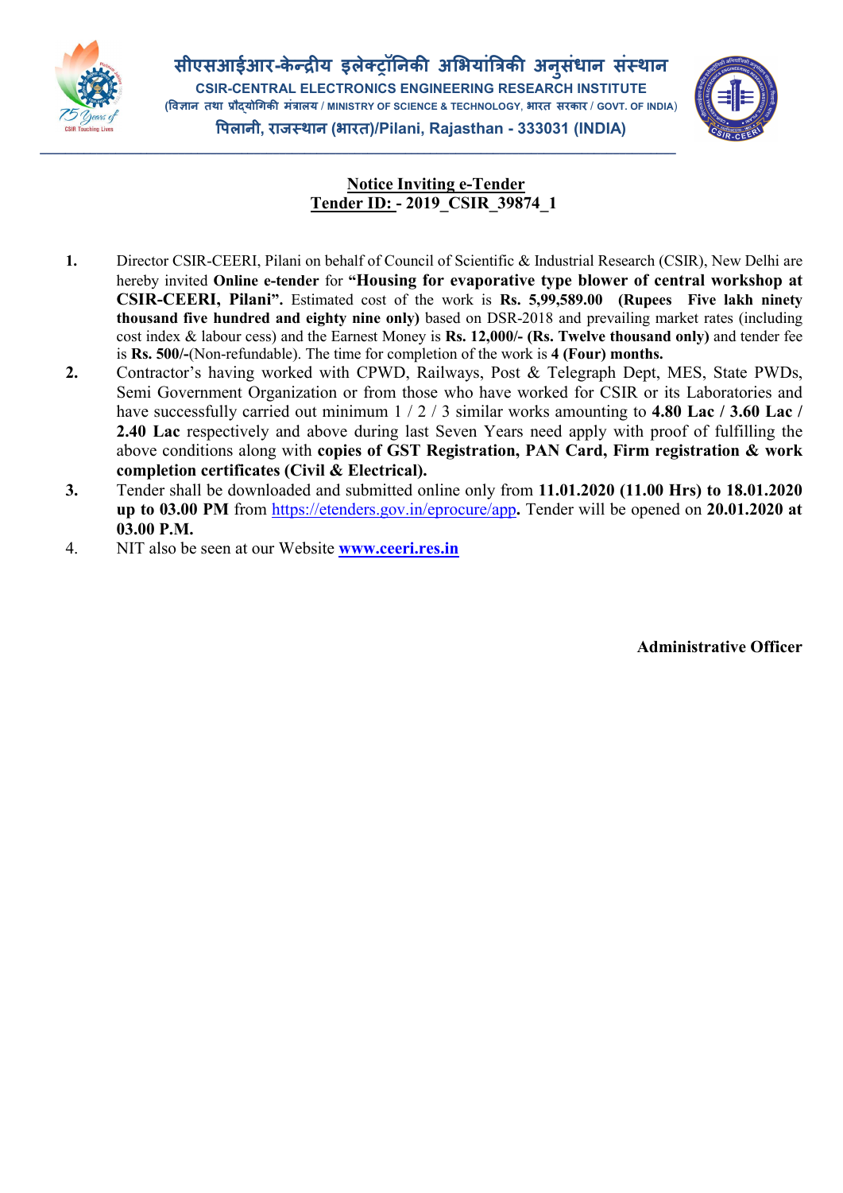सीएसआईआर-केन्द्रीय इलेक्ट्रॉनिकी अभियांत्रिकी अनुसंधान संस्थान

CSIR-CENTRAL ELECTRONICS ENGINEERING RESEARCH INSTITUTE

(विज्ञान तथा प्रौद्योगिकी मंत्रालय / MINISTRY OF SCIENCE & TECHNOLOGY, भारत सरकार / GOVT. OF INDIA)

पिलानी, राजस्थान (भारत)/Pilani, Rajasthan - 333031 (INDIA)

## Notice Inviting e-Tender

## Tender ID: - 2019_CSIR_39874_1

1. Director CSIR-CEERI, Pilani on behalf of Council of Scientific & Industrial Research (CSIR), New Delhi are hereby invited **Online e-tender** for **"Housing for evaporative type blower of central workshop at CSIR-CEERI, Pilani".** Estimated cost of the work is **Rs. 5,99,589.00 (Rupees Five lakh ninety thousand five hundred and eighty nine only)** based on DSR-2018 and prevailing market rates (including cost index & labour cess) and the Earnest Money is **Rs. 12,000/- (Rs. Twelve thousand only)** and tender fee is **Rs. 500/-**(Non-refundable). The time for completion of the work is **4 (Four) months.**
2. Contractor's having worked with CPWD, Railways, Post & Telegraph Dept, MES, State PWDs, Semi Government Organization or from those who have worked for CSIR or its Laboratories and have successfully carried out minimum 1 / 2 / 3 similar works amounting to **4.80 Lac / 3.60 Lac / 2.40 Lac** respectively and above during last Seven Years need apply with proof of fulfilling the above conditions along with **copies of GST Registration, PAN Card, Firm registration & work completion certificates (Civil & Electrical).**
3. Tender shall be downloaded and submitted online only from **11.01.2020 (11.00 Hrs) to 18.01.2020 up to 03.00 PM** from https://etenders.gov.in/eprocure/app**.** Tender will be opened on **20.01.2020 at 03.00 P.M.**
4. NIT also be seen at our Website **www.ceeri.res.in**

**Administrative Officer**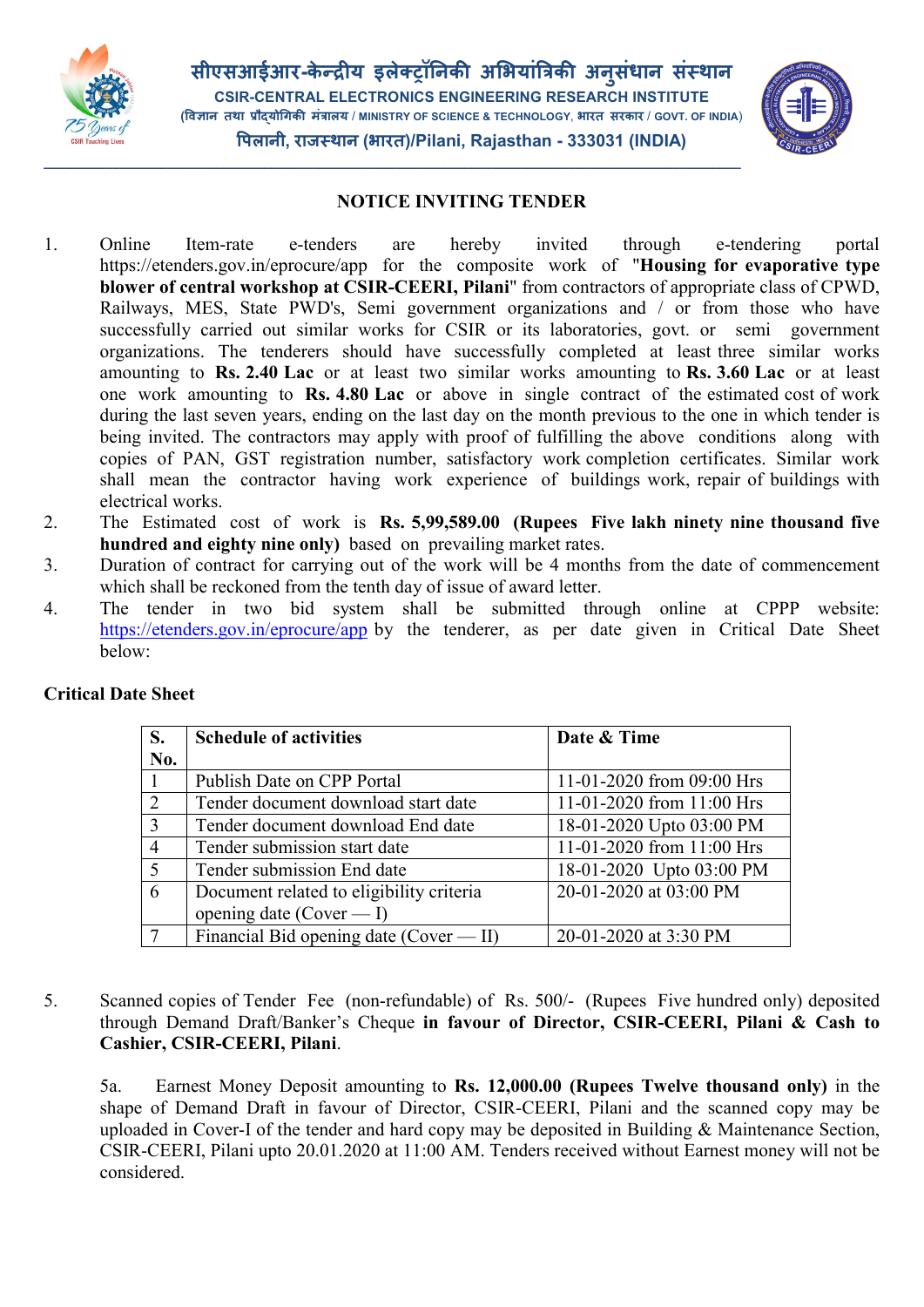सीएसआईआर-केन्द्रीय इलेक्ट्रॉनिकी अभियांत्रिकी अनुसंधान संस्थान

CSIR-CENTRAL ELECTRONICS ENGINEERING RESEARCH INSTITUTE

(विज्ञान तथा प्रौद्योगिकी मंत्रालय / MINISTRY OF SCIENCE & TECHNOLOGY, भारत सरकार / GOVT. OF INDIA)

पिलानी, राजस्थान (भारत)/Pilani, Rajasthan - 333031 (INDIA)

## NOTICE INVITING TENDER

1. Online Item-rate e-tenders are hereby invited through e-tendering portal https://etenders.gov.in/eprocure/app for the composite work of "**Housing for evaporative type blower of central workshop at CSIR-CEERI, Pilani**" from contractors of appropriate class of CPWD, Railways, MES, State PWD's, Semi government organizations and / or from those who have successfully carried out similar works for CSIR or its laboratories, govt. or semi government organizations. The tenderers should have successfully completed at least three similar works amounting to **Rs. 2.40 Lac** or at least two similar works amounting to **Rs. 3.60 Lac** or at least one work amounting to **Rs. 4.80 Lac** or above in single contract of the estimated cost of work during the last seven years, ending on the last day on the month previous to the one in which tender is being invited. The contractors may apply with proof of fulfilling the above conditions along with copies of PAN, GST registration number, satisfactory work completion certificates. Similar work shall mean the contractor having work experience of buildings work, repair of buildings with electrical works.
2. The Estimated cost of work is **Rs. 5,99,589.00 (Rupees Five lakh ninety nine thousand five hundred and eighty nine only)** based on prevailing market rates.
3. Duration of contract for carrying out of the work will be 4 months from the date of commencement which shall be reckoned from the tenth day of issue of award letter.
4. The tender in two bid system shall be submitted through online at CPPP website: https://etenders.gov.in/eprocure/app by the tenderer, as per date given in Critical Date Sheet below:

**Critical Date Sheet**

| S. No. | Schedule of activities | Date & Time |
|---|---|---|
| 1 | Publish Date on CPP Portal | 11-01-2020 from 09:00 Hrs |
| 2 | Tender document download start date | 11-01-2020 from 11:00 Hrs |
| 3 | Tender document download End date | 18-01-2020 Upto 03:00 PM |
| 4 | Tender submission start date | 11-01-2020 from 11:00 Hrs |
| 5 | Tender submission End date | 18-01-2020 Upto 03:00 PM |
| 6 | Document related to eligibility criteria opening date (Cover — I) | 20-01-2020 at 03:00 PM |
| 7 | Financial Bid opening date (Cover — II) | 20-01-2020 at 3:30 PM |

5. Scanned copies of Tender Fee (non-refundable) of Rs. 500/- (Rupees Five hundred only) deposited through Demand Draft/Banker's Cheque **in favour of Director, CSIR-CEERI, Pilani & Cash to Cashier, CSIR-CEERI, Pilani**.

   5a. Earnest Money Deposit amounting to **Rs. 12,000.00 (Rupees Twelve thousand only)** in the shape of Demand Draft in favour of Director, CSIR-CEERI, Pilani and the scanned copy may be uploaded in Cover-I of the tender and hard copy may be deposited in Building & Maintenance Section, CSIR-CEERI, Pilani upto 20.01.2020 at 11:00 AM. Tenders received without Earnest money will not be considered.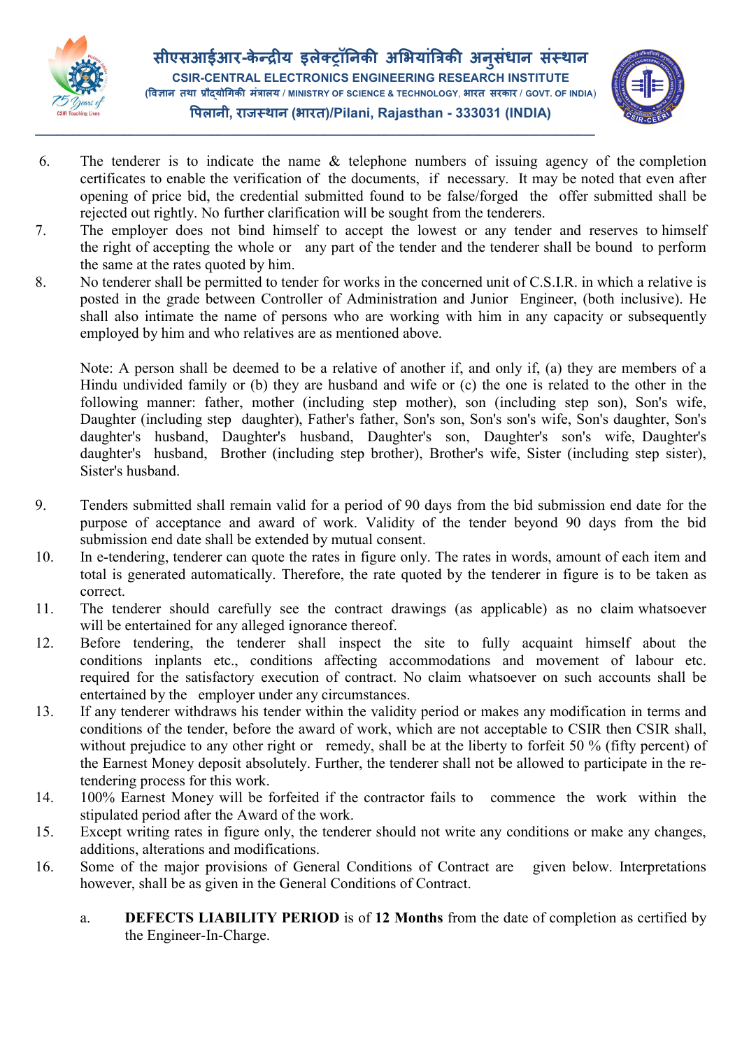6. The tenderer is to indicate the name & telephone numbers of issuing agency of the completion certificates to enable the verification of the documents, if necessary. It may be noted that even after opening of price bid, the credential submitted found to be false/forged the offer submitted shall be rejected out rightly. No further clarification will be sought from the tenderers.
7. The employer does not bind himself to accept the lowest or any tender and reserves to himself the right of accepting the whole or any part of the tender and the tenderer shall be bound to perform the same at the rates quoted by him.
8. No tenderer shall be permitted to tender for works in the concerned unit of C.S.I.R. in which a relative is posted in the grade between Controller of Administration and Junior Engineer, (both inclusive). He shall also intimate the name of persons who are working with him in any capacity or subsequently employed by him and who relatives are as mentioned above.

   Note: A person shall be deemed to be a relative of another if, and only if, (a) they are members of a Hindu undivided family or (b) they are husband and wife or (c) the one is related to the other in the following manner: father, mother (including step mother), son (including step son), Son's wife, Daughter (including step daughter), Father's father, Son's son, Son's son's wife, Son's daughter, Son's daughter's husband, Daughter's husband, Daughter's son, Daughter's son's wife, Daughter's daughter's husband, Brother (including step brother), Brother's wife, Sister (including step sister), Sister's husband.

9. Tenders submitted shall remain valid for a period of 90 days from the bid submission end date for the purpose of acceptance and award of work. Validity of the tender beyond 90 days from the bid submission end date shall be extended by mutual consent.
10. In e-tendering, tenderer can quote the rates in figure only. The rates in words, amount of each item and total is generated automatically. Therefore, the rate quoted by the tenderer in figure is to be taken as correct.
11. The tenderer should carefully see the contract drawings (as applicable) as no claim whatsoever will be entertained for any alleged ignorance thereof.
12. Before tendering, the tenderer shall inspect the site to fully acquaint himself about the conditions inplants etc., conditions affecting accommodations and movement of labour etc. required for the satisfactory execution of contract. No claim whatsoever on such accounts shall be entertained by the employer under any circumstances.
13. If any tenderer withdraws his tender within the validity period or makes any modification in terms and conditions of the tender, before the award of work, which are not acceptable to CSIR then CSIR shall, without prejudice to any other right or remedy, shall be at the liberty to forfeit 50 % (fifty percent) of the Earnest Money deposit absolutely. Further, the tenderer shall not be allowed to participate in the re-tendering process for this work.
14. 100% Earnest Money will be forfeited if the contractor fails to commence the work within the stipulated period after the Award of the work.
15. Except writing rates in figure only, the tenderer should not write any conditions or make any changes, additions, alterations and modifications.
16. Some of the major provisions of General Conditions of Contract are given below. Interpretations however, shall be as given in the General Conditions of Contract.

    a. **DEFECTS LIABILITY PERIOD** is of **12 Months** from the date of completion as certified by the Engineer-In-Charge.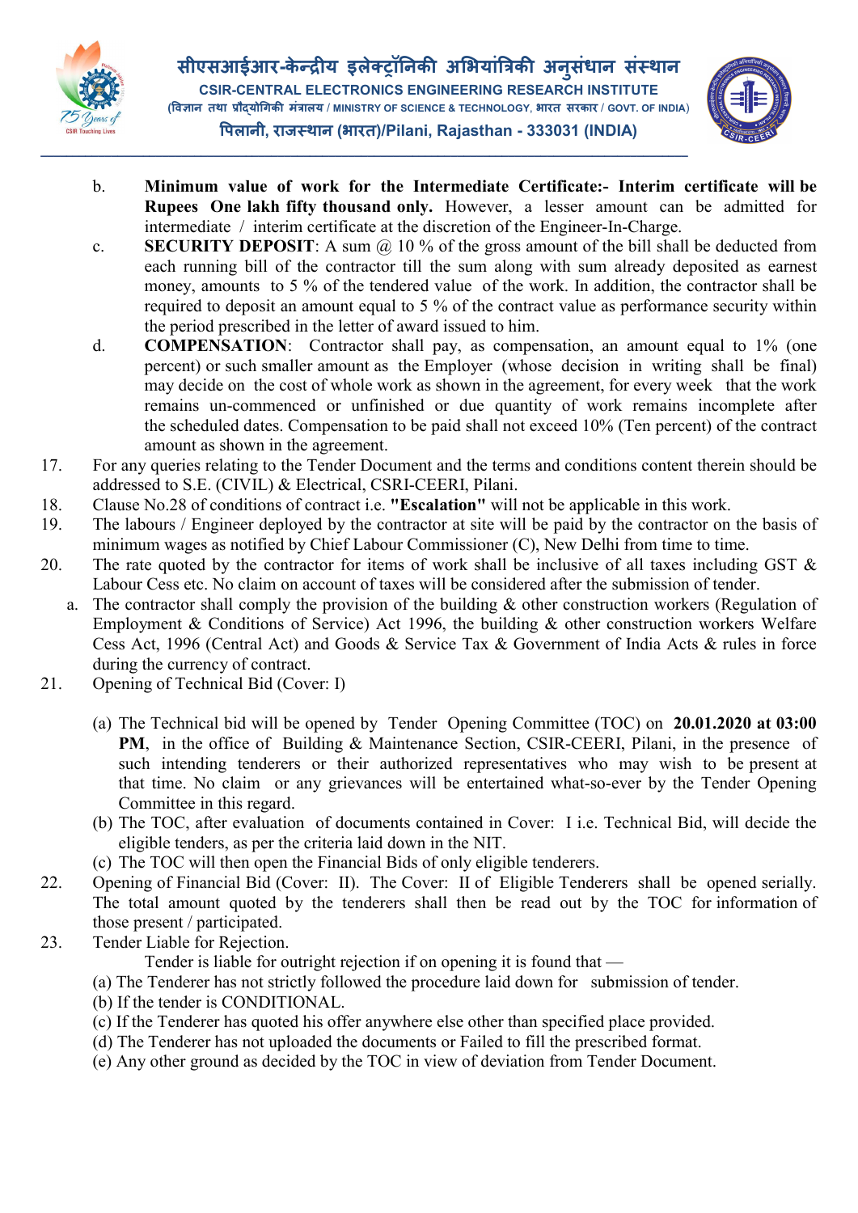b. **Minimum value of work for the Intermediate Certificate:- Interim certificate will be Rupees One lakh fifty thousand only.** However, a lesser amount can be admitted for intermediate / interim certificate at the discretion of the Engineer-In-Charge.

c. **SECURITY DEPOSIT**: A sum @ 10 % of the gross amount of the bill shall be deducted from each running bill of the contractor till the sum along with sum already deposited as earnest money, amounts to 5 % of the tendered value of the work. In addition, the contractor shall be required to deposit an amount equal to 5 % of the contract value as performance security within the period prescribed in the letter of award issued to him.

d. **COMPENSATION**: Contractor shall pay, as compensation, an amount equal to 1% (one percent) or such smaller amount as the Employer (whose decision in writing shall be final) may decide on the cost of whole work as shown in the agreement, for every week that the work remains un-commenced or unfinished or due quantity of work remains incomplete after the scheduled dates. Compensation to be paid shall not exceed 10% (Ten percent) of the contract amount as shown in the agreement.

17. For any queries relating to the Tender Document and the terms and conditions content therein should be addressed to S.E. (CIVIL) & Electrical, CSRI-CEERI, Pilani.

18. Clause No.28 of conditions of contract i.e. **"Escalation"** will not be applicable in this work.

19. The labours / Engineer deployed by the contractor at site will be paid by the contractor on the basis of minimum wages as notified by Chief Labour Commissioner (C), New Delhi from time to time.

20. The rate quoted by the contractor for items of work shall be inclusive of all taxes including GST & Labour Cess etc. No claim on account of taxes will be considered after the submission of tender.

   a. The contractor shall comply the provision of the building & other construction workers (Regulation of Employment & Conditions of Service) Act 1996, the building & other construction workers Welfare Cess Act, 1996 (Central Act) and Goods & Service Tax & Government of India Acts & rules in force during the currency of contract.

21. Opening of Technical Bid (Cover: I)

   (a) The Technical bid will be opened by Tender Opening Committee (TOC) on **20.01.2020 at 03:00 PM**, in the office of Building & Maintenance Section, CSIR-CEERI, Pilani, in the presence of such intending tenderers or their authorized representatives who may wish to be present at that time. No claim or any grievances will be entertained what-so-ever by the Tender Opening Committee in this regard.

   (b) The TOC, after evaluation of documents contained in Cover: I i.e. Technical Bid, will decide the eligible tenders, as per the criteria laid down in the NIT.

   (c) The TOC will then open the Financial Bids of only eligible tenderers.

22. Opening of Financial Bid (Cover: II). The Cover: II of Eligible Tenderers shall be opened serially. The total amount quoted by the tenderers shall then be read out by the TOC for information of those present / participated.

23. Tender Liable for Rejection.

   Tender is liable for outright rejection if on opening it is found that —

   (a) The Tenderer has not strictly followed the procedure laid down for submission of tender.

   (b) If the tender is CONDITIONAL.

   (c) If the Tenderer has quoted his offer anywhere else other than specified place provided.

   (d) The Tenderer has not uploaded the documents or Failed to fill the prescribed format.

   (e) Any other ground as decided by the TOC in view of deviation from Tender Document.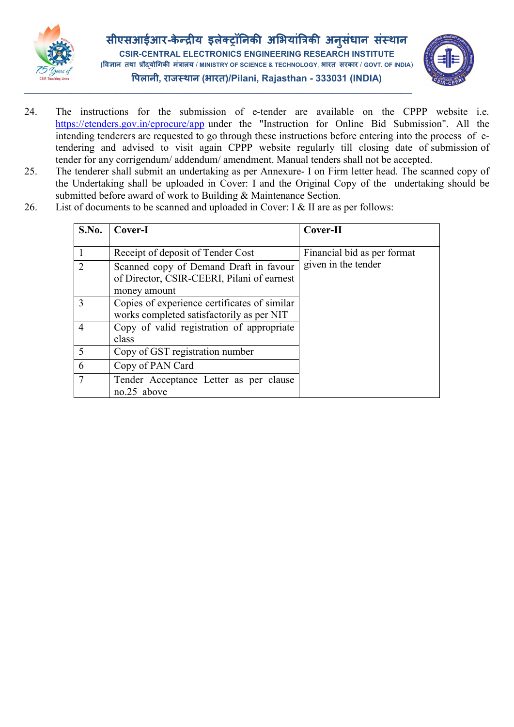24. The instructions for the submission of e-tender are available on the CPPP website i.e. https://etenders.gov.in/eprocure/app under the "Instruction for Online Bid Submission". All the intending tenderers are requested to go through these instructions before entering into the process of e-tendering and advised to visit again CPPP website regularly till closing date of submission of tender for any corrigendum/ addendum/ amendment. Manual tenders shall not be accepted.
25. The tenderer shall submit an undertaking as per Annexure- I on Firm letter head. The scanned copy of the Undertaking shall be uploaded in Cover: I and the Original Copy of the undertaking should be submitted before award of work to Building & Maintenance Section.
26. List of documents to be scanned and uploaded in Cover: I & II are as per follows:

| S.No. | Cover-I | Cover-II |
|---|---|---|
| 1 | Receipt of deposit of Tender Cost | Financial bid as per format given in the tender |
| 2 | Scanned copy of Demand Draft in favour of Director, CSIR-CEERI, Pilani of earnest money amount | |
| 3 | Copies of experience certificates of similar works completed satisfactorily as per NIT | |
| 4 | Copy of valid registration of appropriate class | |
| 5 | Copy of GST registration number | |
| 6 | Copy of PAN Card | |
| 7 | Tender Acceptance Letter as per clause no.25 above | |